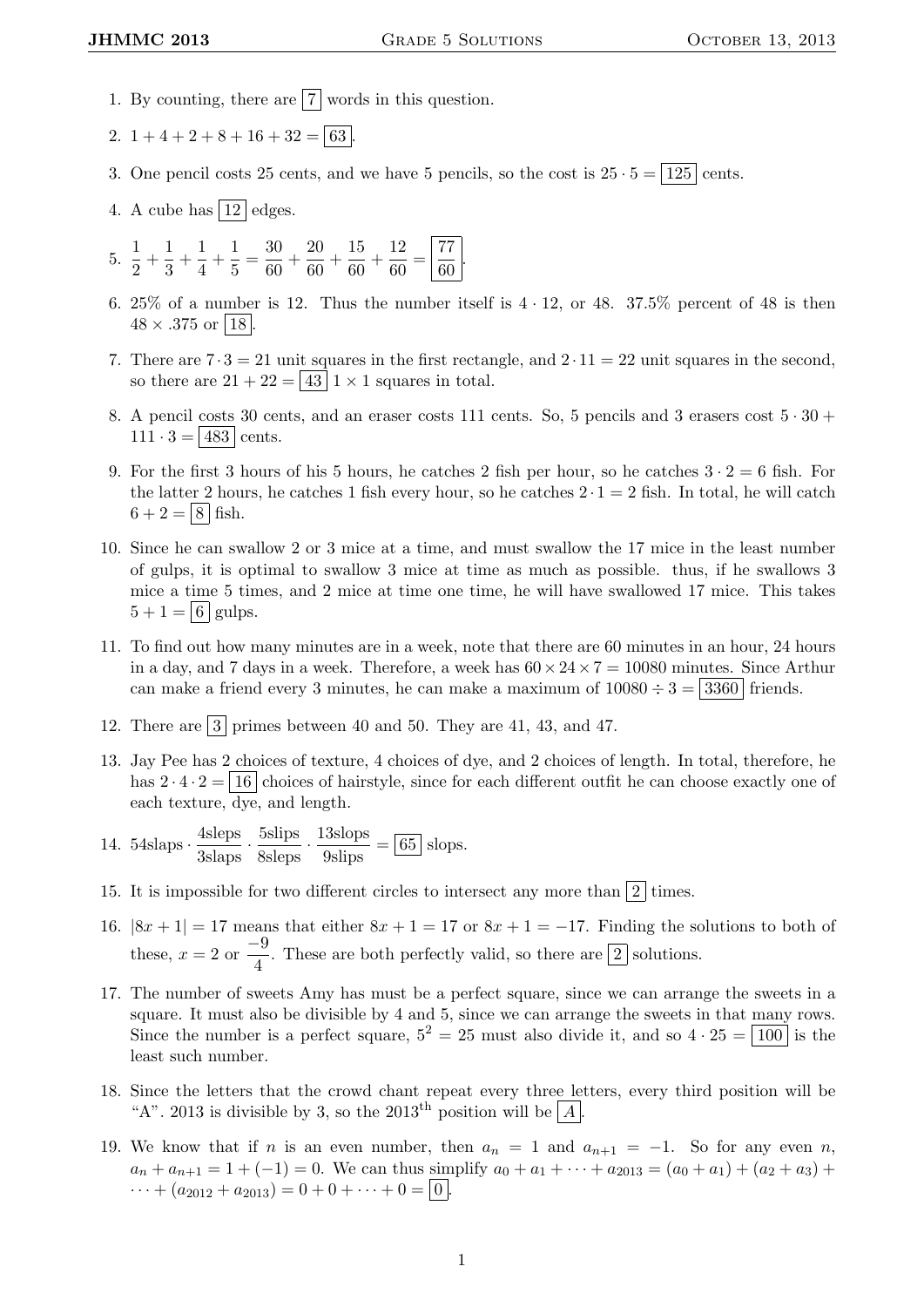1. By counting, there are $\boxed{7}$ words in this question.

2. $1 + 4 + 2 + 8 + 16 + 32 = \boxed{63}$.

3. One pencil costs 25 cents, and we have 5 pencils, so the cost is $25 \cdot 5 = \boxed{125}$ cents.

4. A cube has $\boxed{12}$ edges.

5. $\frac{1}{2} + \frac{1}{3} + \frac{1}{4} + \frac{1}{5} = \frac{30}{60} + \frac{20}{60} + \frac{15}{60} + \frac{12}{60} = \boxed{\frac{77}{60}}$.

6. 25% of a number is 12. Thus the number itself is $4 \cdot 12$, or 48. 37.5% percent of 48 is then $48 \times .375$ or $\boxed{18}$.

7. There are $7 \cdot 3 = 21$ unit squares in the first rectangle, and $2 \cdot 11 = 22$ unit squares in the second, so there are $21 + 22 = \boxed{43}$ $1 \times 1$ squares in total.

8. A pencil costs 30 cents, and an eraser costs 111 cents. So, 5 pencils and 3 erasers cost $5 \cdot 30 + 111 \cdot 3 = \boxed{483}$ cents.

9. For the first 3 hours of his 5 hours, he catches 2 fish per hour, so he catches $3 \cdot 2 = 6$ fish. For the latter 2 hours, he catches 1 fish every hour, so he catches $2 \cdot 1 = 2$ fish. In total, he will catch $6 + 2 = \boxed{8}$ fish.

10. Since he can swallow 2 or 3 mice at a time, and must swallow the 17 mice in the least number of gulps, it is optimal to swallow 3 mice at time as much as possible. thus, if he swallows 3 mice a time 5 times, and 2 mice at time one time, he will have swallowed 17 mice. This takes $5 + 1 = \boxed{6}$ gulps.

11. To find out how many minutes are in a week, note that there are 60 minutes in an hour, 24 hours in a day, and 7 days in a week. Therefore, a week has $60 \times 24 \times 7 = 10080$ minutes. Since Arthur can make a friend every 3 minutes, he can make a maximum of $10080 \div 3 = \boxed{3360}$ friends.

12. There are $\boxed{3}$ primes between 40 and 50. They are 41, 43, and 47.

13. Jay Pee has 2 choices of texture, 4 choices of dye, and 2 choices of length. In total, therefore, he has $2 \cdot 4 \cdot 2 = \boxed{16}$ choices of hairstyle, since for each different outfit he can choose exactly one of each texture, dye, and length.

14. $54\text{slaps} \cdot \frac{4\text{sleps}}{3\text{slaps}} \cdot \frac{5\text{slips}}{8\text{sleps}} \cdot \frac{13\text{slops}}{9\text{slips}} = \boxed{65}$ slops.

15. It is impossible for two different circles to intersect any more than $\boxed{2}$ times.

16. $|8x + 1| = 17$ means that either $8x + 1 = 17$ or $8x + 1 = -17$. Finding the solutions to both of these, $x = 2$ or $\frac{-9}{4}$. These are both perfectly valid, so there are $\boxed{2}$ solutions.

17. The number of sweets Amy has must be a perfect square, since we can arrange the sweets in a square. It must also be divisible by 4 and 5, since we can arrange the sweets in that many rows. Since the number is a perfect square, $5^2 = 25$ must also divide it, and so $4 \cdot 25 = \boxed{100}$ is the least such number.

18. Since the letters that the crowd chant repeat every three letters, every third position will be "A". 2013 is divisible by 3, so the $2013^{\text{th}}$ position will be $\boxed{A}$.

19. We know that if $n$ is an even number, then $a_n = 1$ and $a_{n+1} = -1$. So for any even $n$, $a_n + a_{n+1} = 1 + (-1) = 0$. We can thus simplify $a_0 + a_1 + \cdots + a_{2013} = (a_0 + a_1) + (a_2 + a_3) + \cdots + (a_{2012} + a_{2013}) = 0 + 0 + \cdots + 0 = \boxed{0}$.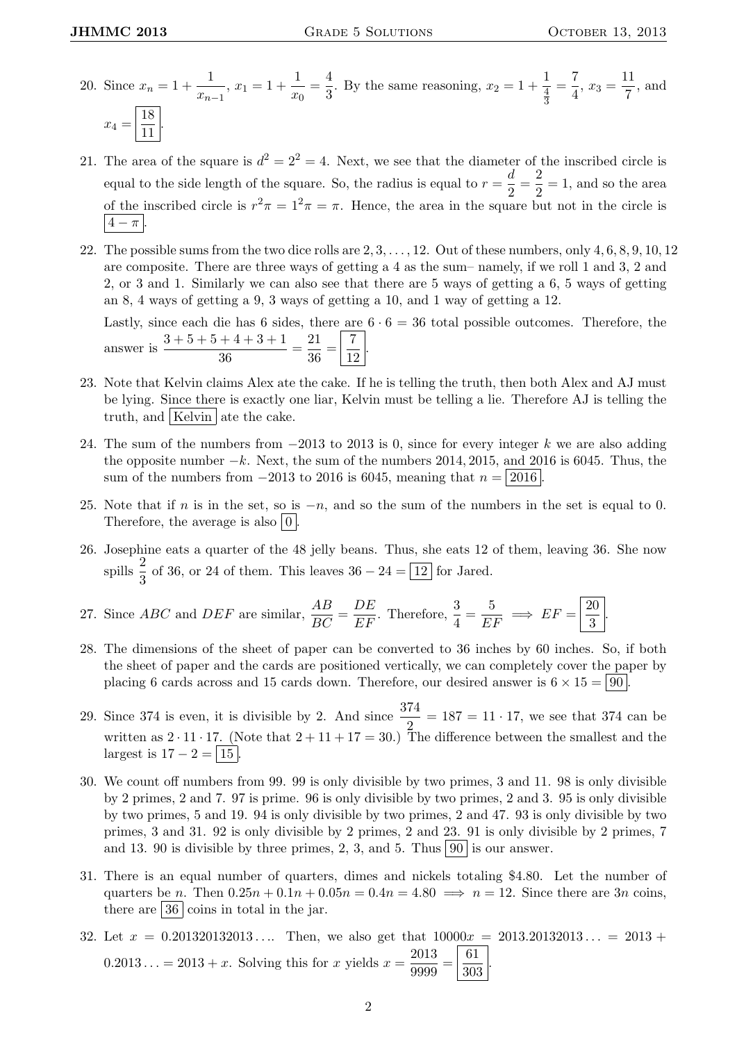20. Since $x_n = 1 + \dfrac{1}{x_{n-1}}$, $x_1 = 1 + \dfrac{1}{x_0} = \dfrac{4}{3}$. By the same reasoning, $x_2 = 1 + \dfrac{1}{\frac{4}{3}} = \dfrac{7}{4}$, $x_3 = \dfrac{11}{7}$, and $x_4 = \boxed{\dfrac{18}{11}}$.

21. The area of the square is $d^2 = 2^2 = 4$. Next, we see that the diameter of the inscribed circle is equal to the side length of the square. So, the radius is equal to $r = \dfrac{d}{2} = \dfrac{2}{2} = 1$, and so the area of the inscribed circle is $r^2\pi = 1^2\pi = \pi$. Hence, the area in the square but not in the circle is $\boxed{4 - \pi}$.

22. The possible sums from the two dice rolls are $2, 3, \ldots, 12$. Out of these numbers, only $4, 6, 8, 9, 10, 12$ are composite. There are three ways of getting a 4 as the sum– namely, if we roll 1 and 3, 2 and 2, or 3 and 1. Similarly we can also see that there are 5 ways of getting a 6, 5 ways of getting an 8, 4 ways of getting a 9, 3 ways of getting a 10, and 1 way of getting a 12.

    Lastly, since each die has 6 sides, there are $6 \cdot 6 = 36$ total possible outcomes. Therefore, the answer is $\dfrac{3+5+5+4+3+1}{36} = \dfrac{21}{36} = \boxed{\dfrac{7}{12}}$.

23. Note that Kelvin claims Alex ate the cake. If he is telling the truth, then both Alex and AJ must be lying. Since there is exactly one liar, Kelvin must be telling a lie. Therefore AJ is telling the truth, and $\boxed{\text{Kelvin}}$ ate the cake.

24. The sum of the numbers from $-2013$ to $2013$ is 0, since for every integer $k$ we are also adding the opposite number $-k$. Next, the sum of the numbers 2014, 2015, and 2016 is 6045. Thus, the sum of the numbers from $-2013$ to $2016$ is 6045, meaning that $n = \boxed{2016}$.

25. Note that if $n$ is in the set, so is $-n$, and so the sum of the numbers in the set is equal to 0. Therefore, the average is also $\boxed{0}$.

26. Josephine eats a quarter of the 48 jelly beans. Thus, she eats 12 of them, leaving 36. She now spills $\dfrac{2}{3}$ of 36, or 24 of them. This leaves $36 - 24 = \boxed{12}$ for Jared.

27. Since $ABC$ and $DEF$ are similar, $\dfrac{AB}{BC} = \dfrac{DE}{EF}$. Therefore, $\dfrac{3}{4} = \dfrac{5}{EF} \implies EF = \boxed{\dfrac{20}{3}}$.

28. The dimensions of the sheet of paper can be converted to 36 inches by 60 inches. So, if both the sheet of paper and the cards are positioned vertically, we can completely cover the paper by placing 6 cards across and 15 cards down. Therefore, our desired answer is $6 \times 15 = \boxed{90}$.

29. Since 374 is even, it is divisible by 2. And since $\dfrac{374}{2} = 187 = 11 \cdot 17$, we see that 374 can be written as $2 \cdot 11 \cdot 17$. (Note that $2 + 11 + 17 = 30$.) The difference between the smallest and the largest is $17 - 2 = \boxed{15}$.

30. We count off numbers from 99. 99 is only divisible by two primes, 3 and 11. 98 is only divisible by 2 primes, 2 and 7. 97 is prime. 96 is only divisible by two primes, 2 and 3. 95 is only divisible by two primes, 5 and 19. 94 is only divisible by two primes, 2 and 47. 93 is only divisible by two primes, 3 and 31. 92 is only divisible by 2 primes, 2 and 23. 91 is only divisible by 2 primes, 7 and 13. 90 is divisible by three primes, 2, 3, and 5. Thus $\boxed{90}$ is our answer.

31. There is an equal number of quarters, dimes and nickels totaling \$4.80. Let the number of quarters be $n$. Then $0.25n + 0.1n + 0.05n = 0.4n = 4.80 \implies n = 12$. Since there are $3n$ coins, there are $\boxed{36}$ coins in total in the jar.

32. Let $x = 0.201320132013\ldots$. Then, we also get that $10000x = 2013.20132013\ldots = 2013 + 0.2013\ldots = 2013 + x$. Solving this for $x$ yields $x = \dfrac{2013}{9999} = \boxed{\dfrac{61}{303}}$.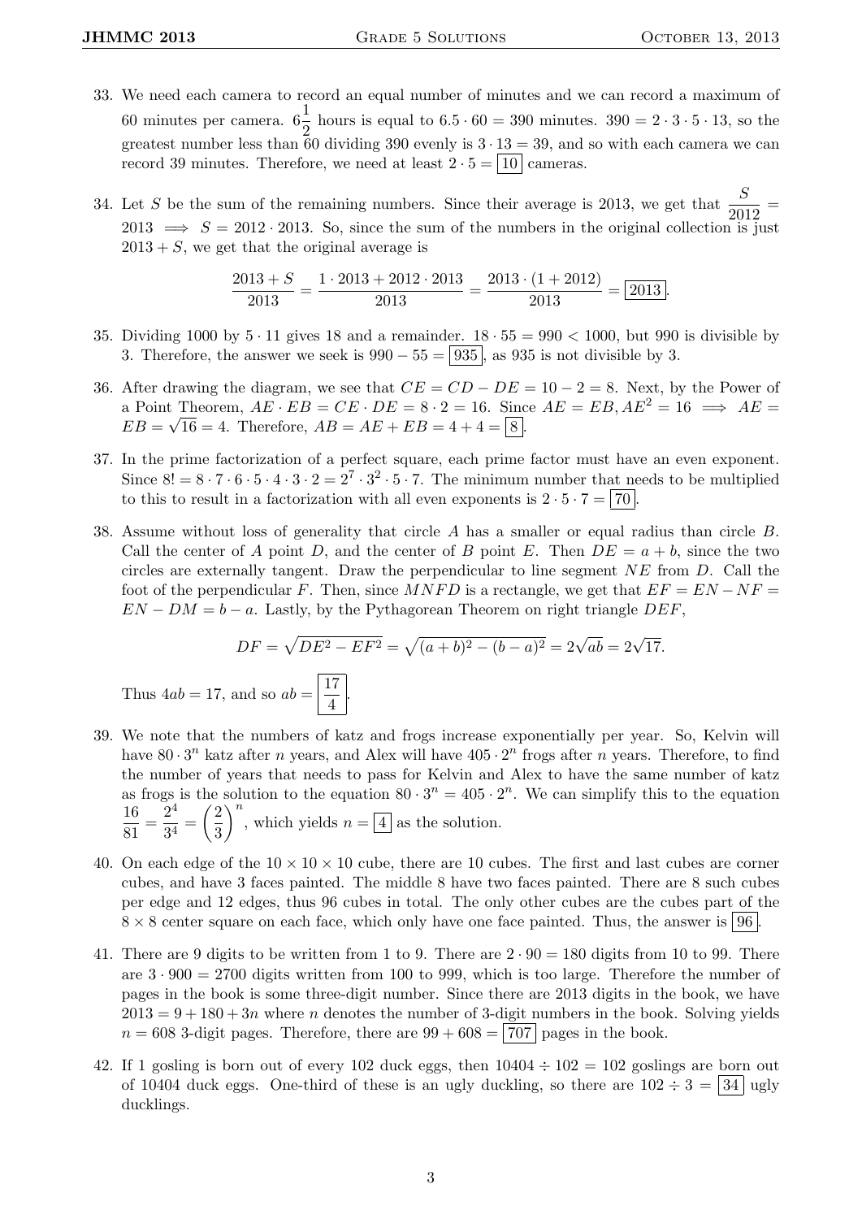33. We need each camera to record an equal number of minutes and we can record a maximum of 60 minutes per camera. $6\frac{1}{2}$ hours is equal to $6.5 \cdot 60 = 390$ minutes. $390 = 2 \cdot 3 \cdot 5 \cdot 13$, so the greatest number less than 60 dividing 390 evenly is $3 \cdot 13 = 39$, and so with each camera we can record 39 minutes. Therefore, we need at least $2 \cdot 5 = \boxed{10}$ cameras.

34. Let $S$ be the sum of the remaining numbers. Since their average is 2013, we get that $\frac{S}{2012} = 2013 \implies S = 2012 \cdot 2013$. So, since the sum of the numbers in the original collection is just $2013 + S$, we get that the original average is

$$\frac{2013 + S}{2013} = \frac{1 \cdot 2013 + 2012 \cdot 2013}{2013} = \frac{2013 \cdot (1 + 2012)}{2013} = \boxed{2013}.$$

35. Dividing 1000 by $5 \cdot 11$ gives 18 and a remainder. $18 \cdot 55 = 990 < 1000$, but 990 is divisible by 3. Therefore, the answer we seek is $990 - 55 = \boxed{935}$, as 935 is not divisible by 3.

36. After drawing the diagram, we see that $CE = CD - DE = 10 - 2 = 8$. Next, by the Power of a Point Theorem, $AE \cdot EB = CE \cdot DE = 8 \cdot 2 = 16$. Since $AE = EB, AE^2 = 16 \implies AE = EB = \sqrt{16} = 4$. Therefore, $AB = AE + EB = 4 + 4 = \boxed{8}$.

37. In the prime factorization of a perfect square, each prime factor must have an even exponent. Since $8! = 8 \cdot 7 \cdot 6 \cdot 5 \cdot 4 \cdot 3 \cdot 2 = 2^7 \cdot 3^2 \cdot 5 \cdot 7$. The minimum number that needs to be multiplied to this to result in a factorization with all even exponents is $2 \cdot 5 \cdot 7 = \boxed{70}$.

38. Assume without loss of generality that circle $A$ has a smaller or equal radius than circle $B$. Call the center of $A$ point $D$, and the center of $B$ point $E$. Then $DE = a + b$, since the two circles are externally tangent. Draw the perpendicular to line segment $NE$ from $D$. Call the foot of the perpendicular $F$. Then, since $MNFD$ is a rectangle, we get that $EF = EN - NF = EN - DM = b - a$. Lastly, by the Pythagorean Theorem on right triangle $DEF$,

$$DF = \sqrt{DE^2 - EF^2} = \sqrt{(a+b)^2 - (b-a)^2} = 2\sqrt{ab} = 2\sqrt{17}.$$

Thus $4ab = 17$, and so $ab = \boxed{\frac{17}{4}}$.

39. We note that the numbers of katz and frogs increase exponentially per year. So, Kelvin will have $80 \cdot 3^n$ katz after $n$ years, and Alex will have $405 \cdot 2^n$ frogs after $n$ years. Therefore, to find the number of years that needs to pass for Kelvin and Alex to have the same number of katz as frogs is the solution to the equation $80 \cdot 3^n = 405 \cdot 2^n$. We can simplify this to the equation $\frac{16}{81} = \frac{2^4}{3^4} = \left(\frac{2}{3}\right)^n$, which yields $n = \boxed{4}$ as the solution.

40. On each edge of the $10 \times 10 \times 10$ cube, there are 10 cubes. The first and last cubes are corner cubes, and have 3 faces painted. The middle 8 have two faces painted. There are 8 such cubes per edge and 12 edges, thus 96 cubes in total. The only other cubes are the cubes part of the $8 \times 8$ center square on each face, which only have one face painted. Thus, the answer is $\boxed{96}$.

41. There are 9 digits to be written from 1 to 9. There are $2 \cdot 90 = 180$ digits from 10 to 99. There are $3 \cdot 900 = 2700$ digits written from 100 to 999, which is too large. Therefore the number of pages in the book is some three-digit number. Since there are 2013 digits in the book, we have $2013 = 9 + 180 + 3n$ where $n$ denotes the number of 3-digit numbers in the book. Solving yields $n = 608$ 3-digit pages. Therefore, there are $99 + 608 = \boxed{707}$ pages in the book.

42. If 1 gosling is born out of every 102 duck eggs, then $10404 \div 102 = 102$ goslings are born out of 10404 duck eggs. One-third of these is an ugly duckling, so there are $102 \div 3 = \boxed{34}$ ugly ducklings.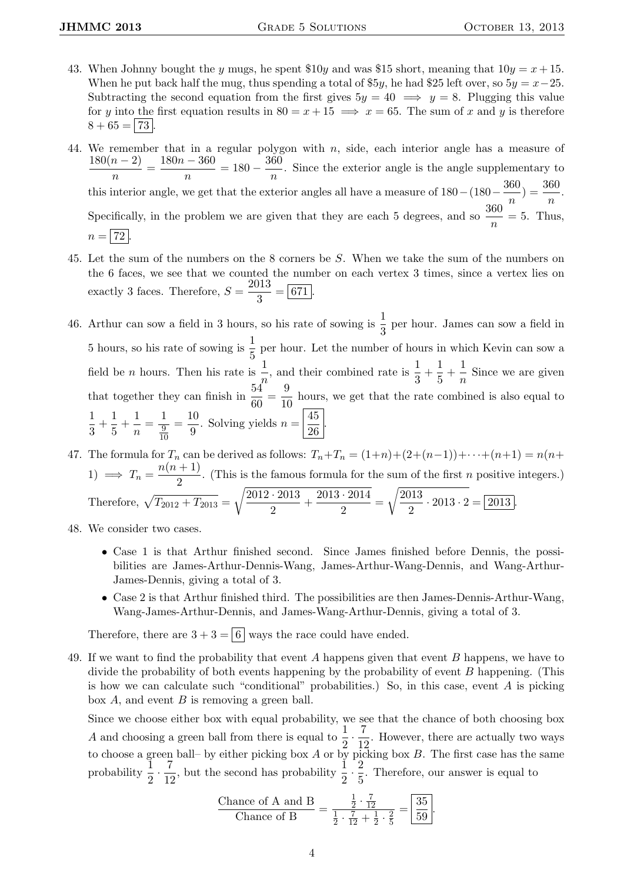43. When Johnny bought the $y$ mugs, he spent \$$10y$ and was \$15 short, meaning that $10y = x + 15$. When he put back half the mug, thus spending a total of \$$5y$, he had \$25 left over, so $5y = x - 25$. Subtracting the second equation from the first gives $5y = 40 \implies y = 8$. Plugging this value for $y$ into the first equation results in $80 = x + 15 \implies x = 65$. The sum of $x$ and $y$ is therefore $8 + 65 = \boxed{73}$.

44. We remember that in a regular polygon with $n$, side, each interior angle has a measure of $\frac{180(n-2)}{n} = \frac{180n - 360}{n} = 180 - \frac{360}{n}$. Since the exterior angle is the angle supplementary to this interior angle, we get that the exterior angles all have a measure of $180 - (180 - \frac{360}{n}) = \frac{360}{n}$. Specifically, in the problem we are given that they are each 5 degrees, and so $\frac{360}{n} = 5$. Thus, $n = \boxed{72}$.

45. Let the sum of the numbers on the 8 corners be $S$. When we take the sum of the numbers on the 6 faces, we see that we counted the number on each vertex 3 times, since a vertex lies on exactly 3 faces. Therefore, $S = \frac{2013}{3} = \boxed{671}$.

46. Arthur can sow a field in 3 hours, so his rate of sowing is $\frac{1}{3}$ per hour. James can sow a field in 5 hours, so his rate of sowing is $\frac{1}{5}$ per hour. Let the number of hours in which Kevin can sow a field be $n$ hours. Then his rate is $\frac{1}{n}$, and their combined rate is $\frac{1}{3} + \frac{1}{5} + \frac{1}{n}$ Since we are given that together they can finish in $\frac{54}{60} = \frac{9}{10}$ hours, we get that the rate combined is also equal to $\frac{1}{3} + \frac{1}{5} + \frac{1}{n} = \frac{1}{\frac{9}{10}} = \frac{10}{9}$. Solving yields $n = \boxed{\frac{45}{26}}$.

47. The formula for $T_n$ can be derived as follows: $T_n + T_n = (1+n) + (2+(n-1)) + \cdots + (n+1) = n(n+1) \implies T_n = \frac{n(n+1)}{2}$. (This is the famous formula for the sum of the first $n$ positive integers.) Therefore, $\sqrt{T_{2012} + T_{2013}} = \sqrt{\frac{2012 \cdot 2013}{2} + \frac{2013 \cdot 2014}{2}} = \sqrt{\frac{2013}{2} \cdot 2013 \cdot 2} = \boxed{2013}$.

48. We consider two cases.

   - Case 1 is that Arthur finished second. Since James finished before Dennis, the possibilities are James-Arthur-Dennis-Wang, James-Arthur-Wang-Dennis, and Wang-Arthur-James-Dennis, giving a total of 3.
   - Case 2 is that Arthur finished third. The possibilities are then James-Dennis-Arthur-Wang, Wang-James-Arthur-Dennis, and James-Wang-Arthur-Dennis, giving a total of 3.

   Therefore, there are $3 + 3 = \boxed{6}$ ways the race could have ended.

49. If we want to find the probability that event $A$ happens given that event $B$ happens, we have to divide the probability of both events happening by the probability of event $B$ happening. (This is how we can calculate such "conditional" probabilities.) So, in this case, event $A$ is picking box $A$, and event $B$ is removing a green ball.

   Since we choose either box with equal probability, we see that the chance of both choosing box $A$ and choosing a green ball from there is equal to $\frac{1}{2} \cdot \frac{7}{12}$. However, there are actually two ways to choose a green ball– by either picking box $A$ or by picking box $B$. The first case has the same probability $\frac{1}{2} \cdot \frac{7}{12}$, but the second has probability $\frac{1}{2} \cdot \frac{2}{5}$. Therefore, our answer is equal to

$$\frac{\text{Chance of A and B}}{\text{Chance of B}} = \frac{\frac{1}{2} \cdot \frac{7}{12}}{\frac{1}{2} \cdot \frac{7}{12} + \frac{1}{2} \cdot \frac{2}{5}} = \boxed{\frac{35}{59}}.$$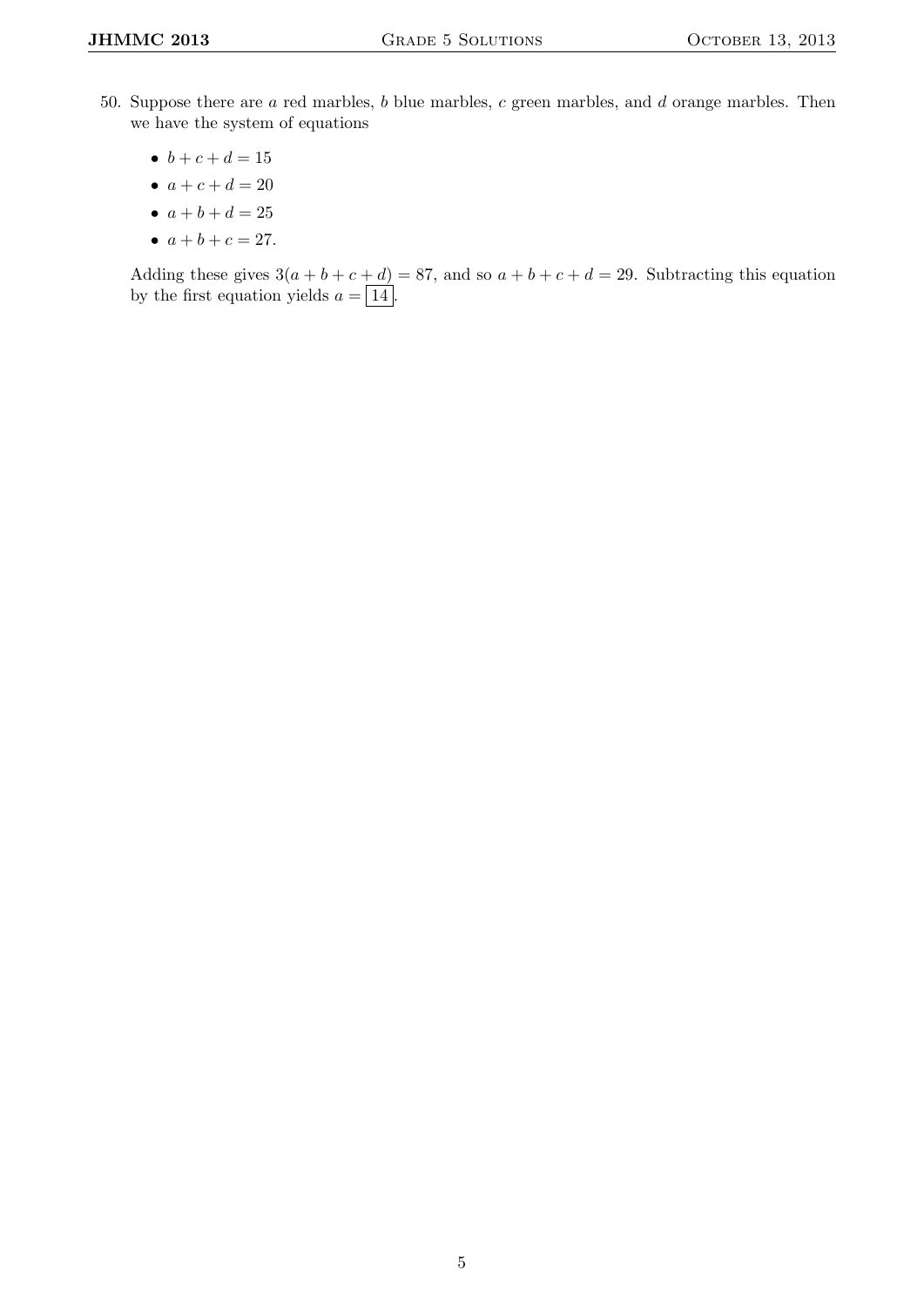50. Suppose there are $a$ red marbles, $b$ blue marbles, $c$ green marbles, and $d$ orange marbles. Then we have the system of equations

    - $b + c + d = 15$
    - $a + c + d = 20$
    - $a + b + d = 25$
    - $a + b + c = 27$.

    Adding these gives $3(a + b + c + d) = 87$, and so $a + b + c + d = 29$. Subtracting this equation by the first equation yields $a = \boxed{14}$.